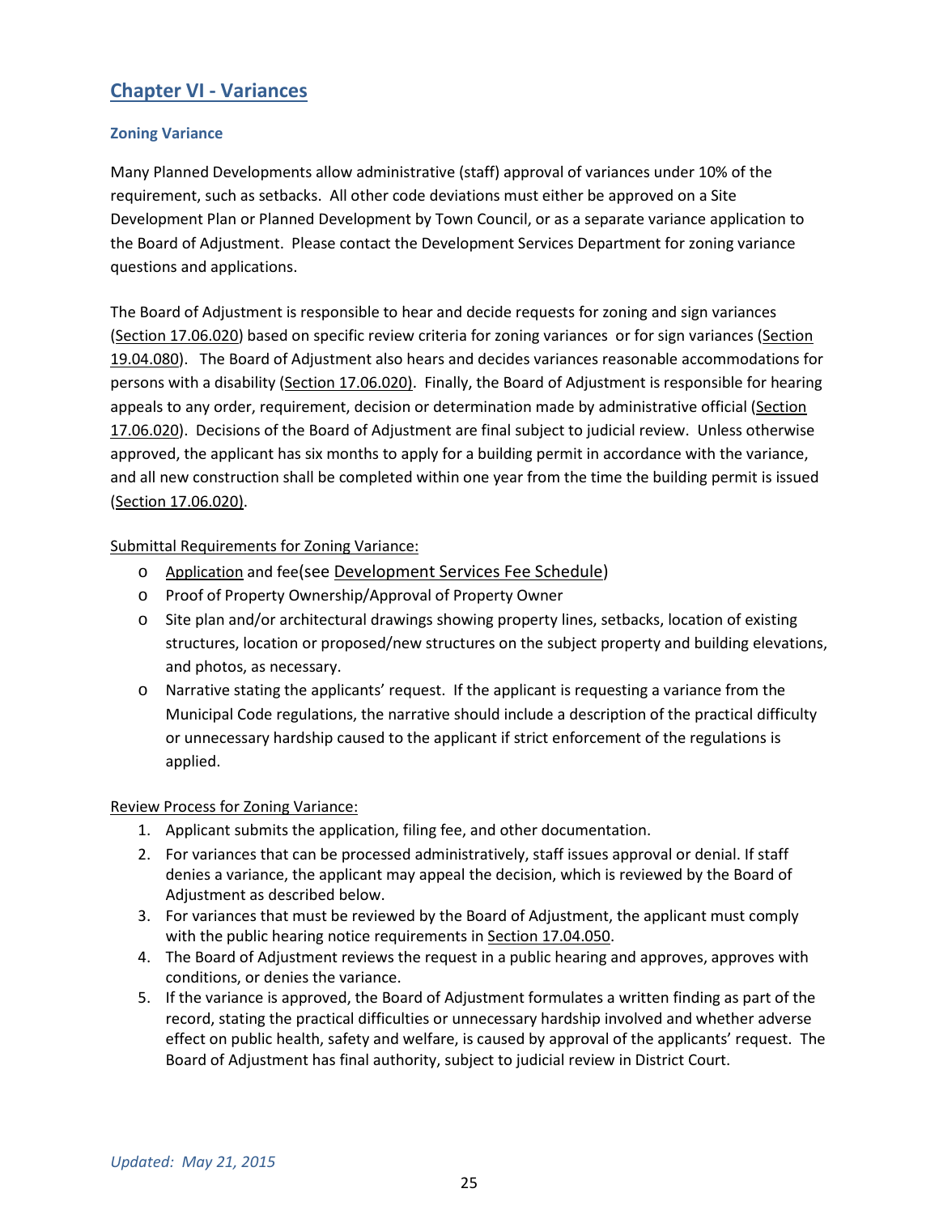# Chapter VI - Variances

### Zoning Variance

Many Planned Developments allow administrative (staff) approval of variances under 10% of the requirement, such as setbacks. All other code deviations must either be approved on a Site Development Plan or Planned Development by Town Council, or as a separate variance application to the Board of Adjustment. Please contact the Development Services Department for zoning variance questions and applications.

The Board of Adjustment is responsible to hear and decide requests for zoning and sign variances (Section 17.06.020) based on specific review criteria for zoning variances or for sign variances (Section 19.04.080). The Board of Adjustment also hears and decides variances reasonable accommodations for persons with a disability (Section 17.06.020). Finally, the Board of Adjustment is responsible for hearing appeals to any order, requirement, decision or determination made by administrative official (Section 17.06.020). Decisions of the Board of Adjustment are final subject to judicial review. Unless otherwise approved, the applicant has six months to apply for a building permit in accordance with the variance, and all new construction shall be completed within one year from the time the building permit is issued (Section 17.06.020).

Submittal Requirements for Zoning Variance:

- Application and fee(see Development Services Fee Schedule)
- Proof of Property Ownership/Approval of Property Owner
- Site plan and/or architectural drawings showing property lines, setbacks, location of existing structures, location or proposed/new structures on the subject property and building elevations, and photos, as necessary.
- Narrative stating the applicants' request. If the applicant is requesting a variance from the Municipal Code regulations, the narrative should include a description of the practical difficulty or unnecessary hardship caused to the applicant if strict enforcement of the regulations is applied.

Review Process for Zoning Variance:

1. Applicant submits the application, filing fee, and other documentation.
2. For variances that can be processed administratively, staff issues approval or denial. If staff denies a variance, the applicant may appeal the decision, which is reviewed by the Board of Adjustment as described below.
3. For variances that must be reviewed by the Board of Adjustment, the applicant must comply with the public hearing notice requirements in Section 17.04.050.
4. The Board of Adjustment reviews the request in a public hearing and approves, approves with conditions, or denies the variance.
5. If the variance is approved, the Board of Adjustment formulates a written finding as part of the record, stating the practical difficulties or unnecessary hardship involved and whether adverse effect on public health, safety and welfare, is caused by approval of the applicants' request. The Board of Adjustment has final authority, subject to judicial review in District Court.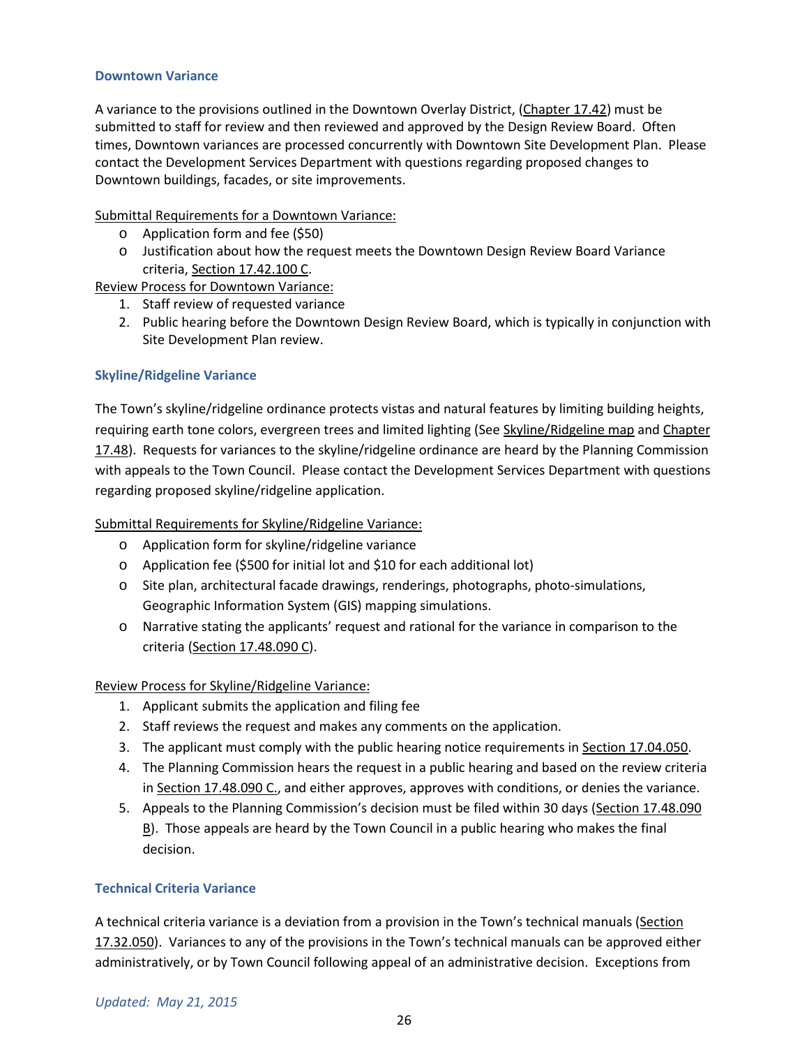### Downtown Variance

A variance to the provisions outlined in the Downtown Overlay District, (Chapter 17.42) must be submitted to staff for review and then reviewed and approved by the Design Review Board. Often times, Downtown variances are processed concurrently with Downtown Site Development Plan. Please contact the Development Services Department with questions regarding proposed changes to Downtown buildings, facades, or site improvements.

Submittal Requirements for a Downtown Variance:

- Application form and fee ($50)
- Justification about how the request meets the Downtown Design Review Board Variance criteria, Section 17.42.100 C.

Review Process for Downtown Variance:

1. Staff review of requested variance
2. Public hearing before the Downtown Design Review Board, which is typically in conjunction with Site Development Plan review.

### Skyline/Ridgeline Variance

The Town's skyline/ridgeline ordinance protects vistas and natural features by limiting building heights, requiring earth tone colors, evergreen trees and limited lighting (See Skyline/Ridgeline map and Chapter 17.48). Requests for variances to the skyline/ridgeline ordinance are heard by the Planning Commission with appeals to the Town Council. Please contact the Development Services Department with questions regarding proposed skyline/ridgeline application.

Submittal Requirements for Skyline/Ridgeline Variance:

- Application form for skyline/ridgeline variance
- Application fee ($500 for initial lot and $10 for each additional lot)
- Site plan, architectural facade drawings, renderings, photographs, photo-simulations, Geographic Information System (GIS) mapping simulations.
- Narrative stating the applicants' request and rational for the variance in comparison to the criteria (Section 17.48.090 C).

Review Process for Skyline/Ridgeline Variance:

1. Applicant submits the application and filing fee
2. Staff reviews the request and makes any comments on the application.
3. The applicant must comply with the public hearing notice requirements in Section 17.04.050.
4. The Planning Commission hears the request in a public hearing and based on the review criteria in Section 17.48.090 C., and either approves, approves with conditions, or denies the variance.
5. Appeals to the Planning Commission's decision must be filed within 30 days (Section 17.48.090 B). Those appeals are heard by the Town Council in a public hearing who makes the final decision.

### Technical Criteria Variance

A technical criteria variance is a deviation from a provision in the Town's technical manuals (Section 17.32.050). Variances to any of the provisions in the Town's technical manuals can be approved either administratively, or by Town Council following appeal of an administrative decision. Exceptions from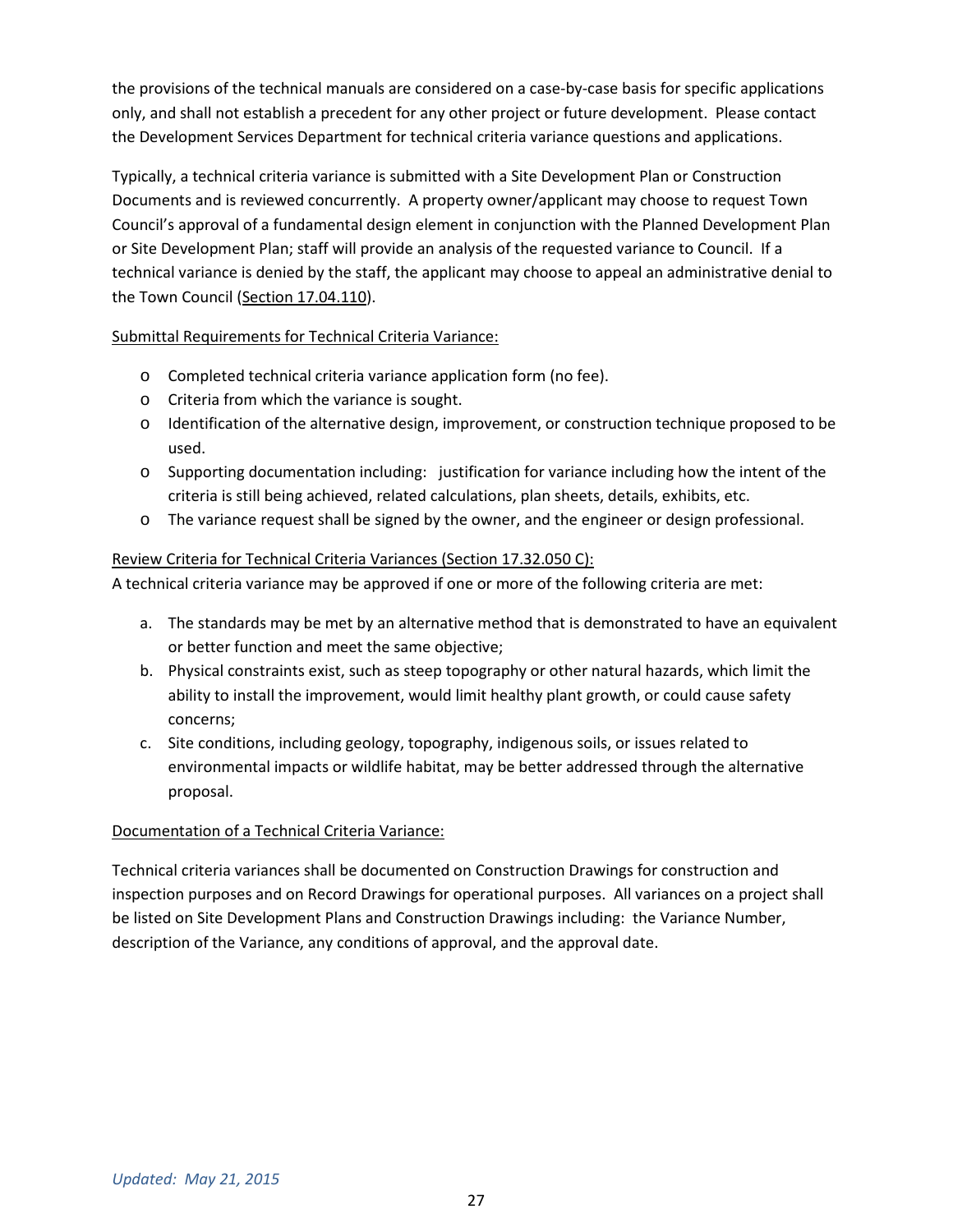the provisions of the technical manuals are considered on a case-by-case basis for specific applications only, and shall not establish a precedent for any other project or future development. Please contact the Development Services Department for technical criteria variance questions and applications.

Typically, a technical criteria variance is submitted with a Site Development Plan or Construction Documents and is reviewed concurrently. A property owner/applicant may choose to request Town Council's approval of a fundamental design element in conjunction with the Planned Development Plan or Site Development Plan; staff will provide an analysis of the requested variance to Council. If a technical variance is denied by the staff, the applicant may choose to appeal an administrative denial to the Town Council (Section 17.04.110).

Submittal Requirements for Technical Criteria Variance:

- Completed technical criteria variance application form (no fee).
- Criteria from which the variance is sought.
- Identification of the alternative design, improvement, or construction technique proposed to be used.
- Supporting documentation including: justification for variance including how the intent of the criteria is still being achieved, related calculations, plan sheets, details, exhibits, etc.
- The variance request shall be signed by the owner, and the engineer or design professional.

Review Criteria for Technical Criteria Variances (Section 17.32.050 C):

A technical criteria variance may be approved if one or more of the following criteria are met:

a. The standards may be met by an alternative method that is demonstrated to have an equivalent or better function and meet the same objective;
b. Physical constraints exist, such as steep topography or other natural hazards, which limit the ability to install the improvement, would limit healthy plant growth, or could cause safety concerns;
c. Site conditions, including geology, topography, indigenous soils, or issues related to environmental impacts or wildlife habitat, may be better addressed through the alternative proposal.

Documentation of a Technical Criteria Variance:

Technical criteria variances shall be documented on Construction Drawings for construction and inspection purposes and on Record Drawings for operational purposes. All variances on a project shall be listed on Site Development Plans and Construction Drawings including: the Variance Number, description of the Variance, any conditions of approval, and the approval date.